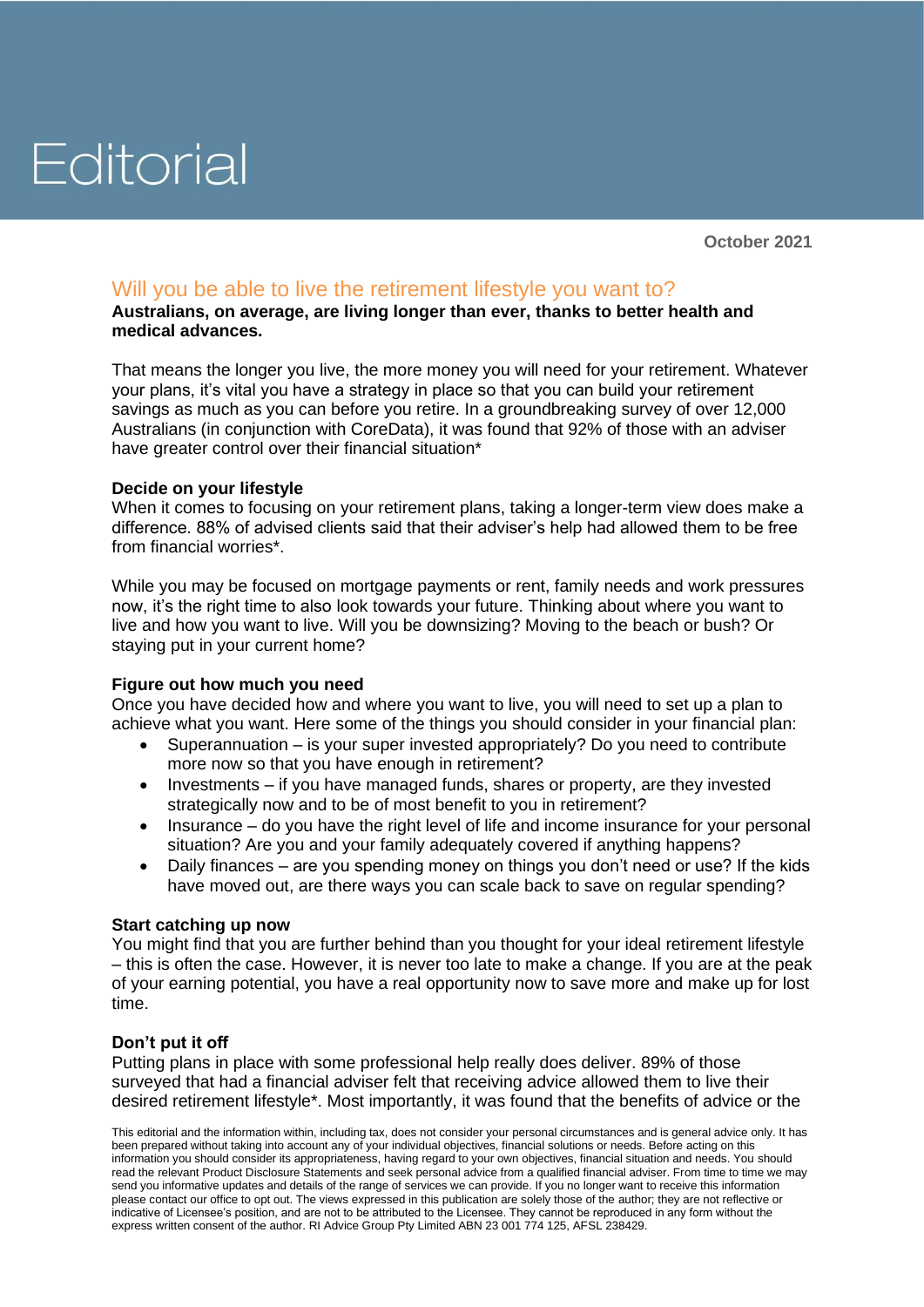# Editorial

October 2021

## Will you be able to live the retirement lifestyle you want to?

**Australians, on average, are living longer than ever, thanks to better health and medical advances.**

That means the longer you live, the more money you will need for your retirement. Whatever your plans, it's vital you have a strategy in place so that you can build your retirement savings as much as you can before you retire. In a groundbreaking survey of over 12,000 Australians (in conjunction with CoreData), it was found that 92% of those with an adviser have greater control over their financial situation*

**Decide on your lifestyle**

When it comes to focusing on your retirement plans, taking a longer-term view does make a difference. 88% of advised clients said that their adviser's help had allowed them to be free from financial worries*.

While you may be focused on mortgage payments or rent, family needs and work pressures now, it's the right time to also look towards your future. Thinking about where you want to live and how you want to live. Will you be downsizing? Moving to the beach or bush? Or staying put in your current home?

**Figure out how much you need**

Once you have decided how and where you want to live, you will need to set up a plan to achieve what you want. Here some of the things you should consider in your financial plan:

- Superannuation – is your super invested appropriately? Do you need to contribute more now so that you have enough in retirement?
- Investments – if you have managed funds, shares or property, are they invested strategically now and to be of most benefit to you in retirement?
- Insurance – do you have the right level of life and income insurance for your personal situation? Are you and your family adequately covered if anything happens?
- Daily finances – are you spending money on things you don't need or use? If the kids have moved out, are there ways you can scale back to save on regular spending?

**Start catching up now**

You might find that you are further behind than you thought for your ideal retirement lifestyle – this is often the case. However, it is never too late to make a change. If you are at the peak of your earning potential, you have a real opportunity now to save more and make up for lost time.

**Don't put it off**

Putting plans in place with some professional help really does deliver. 89% of those surveyed that had a financial adviser felt that receiving advice allowed them to live their desired retirement lifestyle*. Most importantly, it was found that the benefits of advice or the

This editorial and the information within, including tax, does not consider your personal circumstances and is general advice only. It has been prepared without taking into account any of your individual objectives, financial solutions or needs. Before acting on this information you should consider its appropriateness, having regard to your own objectives, financial situation and needs. You should read the relevant Product Disclosure Statements and seek personal advice from a qualified financial adviser. From time to time we may send you informative updates and details of the range of services we can provide. If you no longer want to receive this information please contact our office to opt out. The views expressed in this publication are solely those of the author; they are not reflective or indicative of Licensee's position, and are not to be attributed to the Licensee. They cannot be reproduced in any form without the express written consent of the author. RI Advice Group Pty Limited ABN 23 001 774 125, AFSL 238429.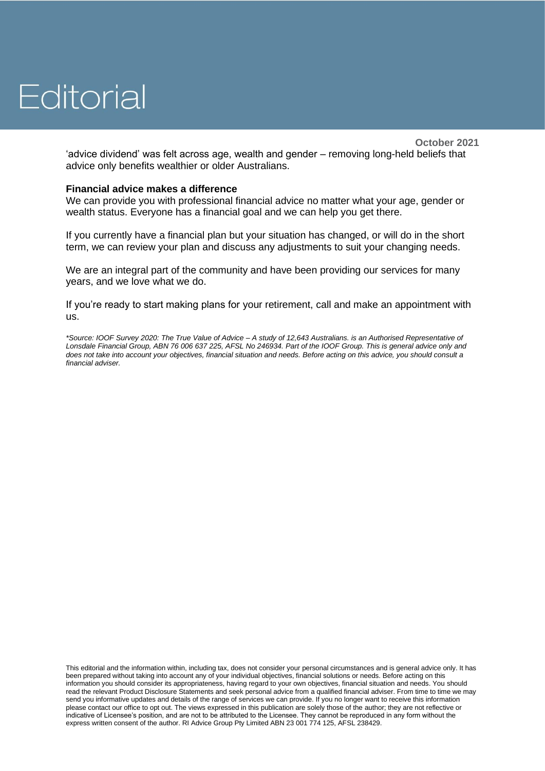'advice dividend' was felt across age, wealth and gender – removing long-held beliefs that advice only benefits wealthier or older Australians.

**Financial advice makes a difference**

We can provide you with professional financial advice no matter what your age, gender or wealth status. Everyone has a financial goal and we can help you get there.

If you currently have a financial plan but your situation has changed, or will do in the short term, we can review your plan and discuss any adjustments to suit your changing needs.

We are an integral part of the community and have been providing our services for many years, and we love what we do.

If you're ready to start making plans for your retirement, call and make an appointment with us.

*\*Source: IOOF Survey 2020: The True Value of Advice – A study of 12,643 Australians. is an Authorised Representative of Lonsdale Financial Group, ABN 76 006 637 225, AFSL No 246934. Part of the IOOF Group. This is general advice only and does not take into account your objectives, financial situation and needs. Before acting on this advice, you should consult a financial adviser.*

This editorial and the information within, including tax, does not consider your personal circumstances and is general advice only. It has been prepared without taking into account any of your individual objectives, financial solutions or needs. Before acting on this information you should consider its appropriateness, having regard to your own objectives, financial situation and needs. You should read the relevant Product Disclosure Statements and seek personal advice from a qualified financial adviser. From time to time we may send you informative updates and details of the range of services we can provide. If you no longer want to receive this information please contact our office to opt out. The views expressed in this publication are solely those of the author; they are not reflective or indicative of Licensee's position, and are not to be attributed to the Licensee. They cannot be reproduced in any form without the express written consent of the author. RI Advice Group Pty Limited ABN 23 001 774 125, AFSL 238429.